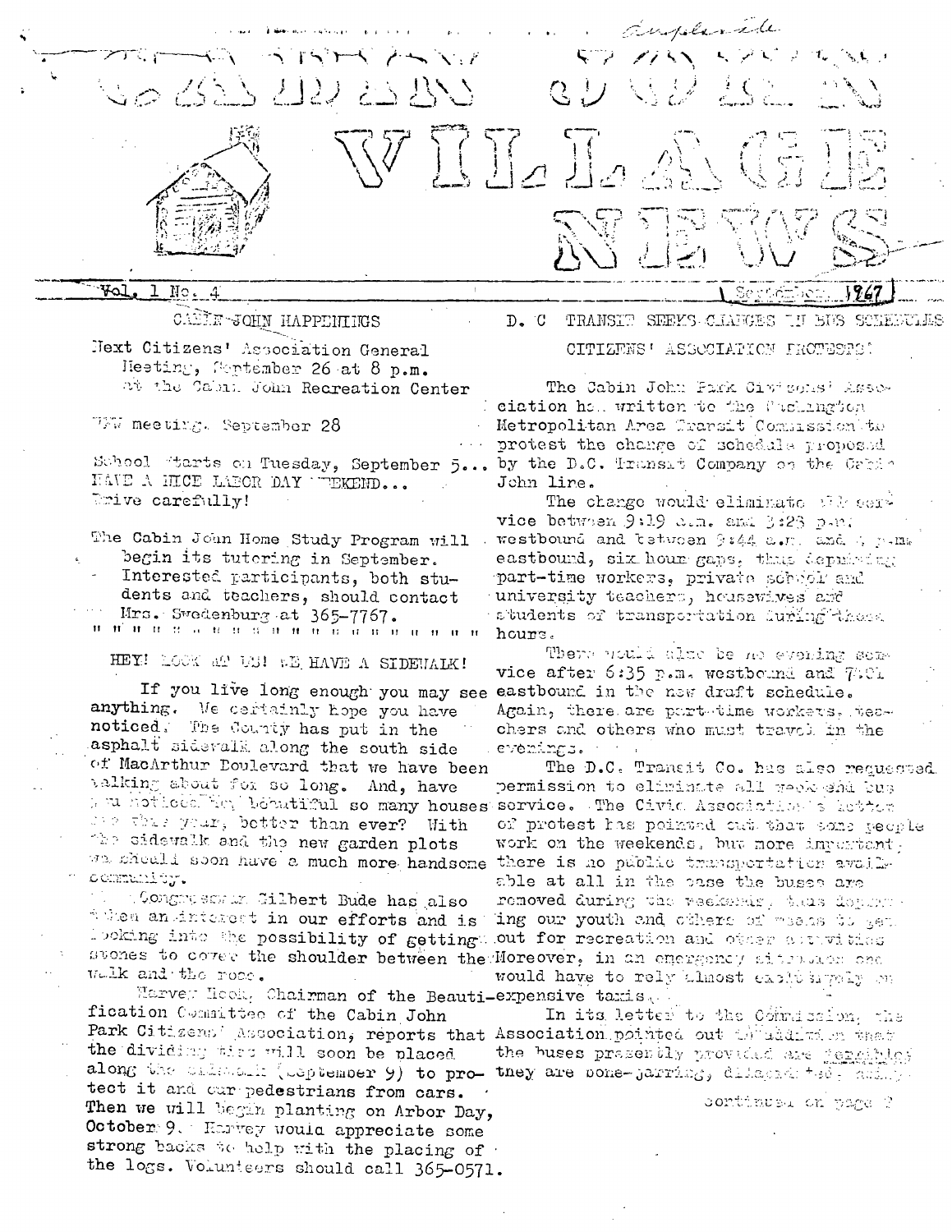# CABIN JOHN VILLAGE NEWS

Vol. 1 No. 4 | September 1967

## CABIN JOHN HAPPENINGS

Next Citizens' Association General Meeting, September 26 at 8 p.m. at the Cabin John Recreation Center

VFW meeting, September 28

School starts on Tuesday, September 5... HAVE A NICE LABOR DAY WEEKEND... Drive carefully!

The Cabin John Home Study Program will begin its tutoring in September. Interested participants, both students and teachers, should contact Mrs. Swedenburg at 365-7767.

" " " " " " " " " " " " " " " " " " " " " "

## HEY! LOOK AT US! WE HAVE A SIDEWALK!

If you live long enough you may see anything. We certainly hope you have noticed. The County has put in the asphalt sidewalk along the south side of MacArthur Boulevard that we have been talking about for so long. And, have you noticed how beautiful so many houses are this year, better than ever? With the sidewalk and the new garden plots we should soon have a much more handsome community.

Congressman Gilbert Gude has also taken an interest in our efforts and is looking into the possibility of getting stones to cover the shoulder between the walk and the road.

Harvey Hook, Chairman of the Beautification Committee of the Cabin John Park Citizens' Association, reports that the dividing ties will soon be placed along the sidewalk (September 9) to protect it and our pedestrians from cars. Then we will begin planting on Arbor Day, October 9. Harvey would appreciate some strong backs to help with the placing of the logs. Volunteers should call 365-0571.

## D. C TRANSIT SEEKS CHANGES IN BUS SCHEDULES

### CITIZENS' ASSOCIATION PROTESTS!

The Cabin John Park Citizens' Association has written to the Washington Metropolitan Area Transit Commission to protest the change of schedule proposed by the D.C. Transit Company on the Cabin John line.

The change would eliminate all service between 9:19 a.m. and 3:23 p.m. westbound and between 9:44 a.m. and 4 p.m. eastbound, six hour gaps, thus depriving part-time workers, private school and university teachers, housewives and students of transportation during these hours.

There would also be no evening service after 6:35 p.m. westbound and 7:01 eastbound in the new draft schedule. Again, there are part-time workers, teachers and others who must travel in the evenings.

The D.C. Transit Co. has also requested permission to eliminate all week-end bus service. The Civic Association's letter of protest has pointed out that some people work on the weekends, but more important, there is no public transportation available at all in the case the buses are removed during the weekends, thus depriving our youth and others of means to get out for recreation and other activities. Moreover, in an emergency situation one would have to rely almost exclusively on expensive taxis.

In its letter to the Commission, the Association pointed out in addition that the buses presently provided are terrible; they are bone-jarring, dilapidated, dirty

continued on page 2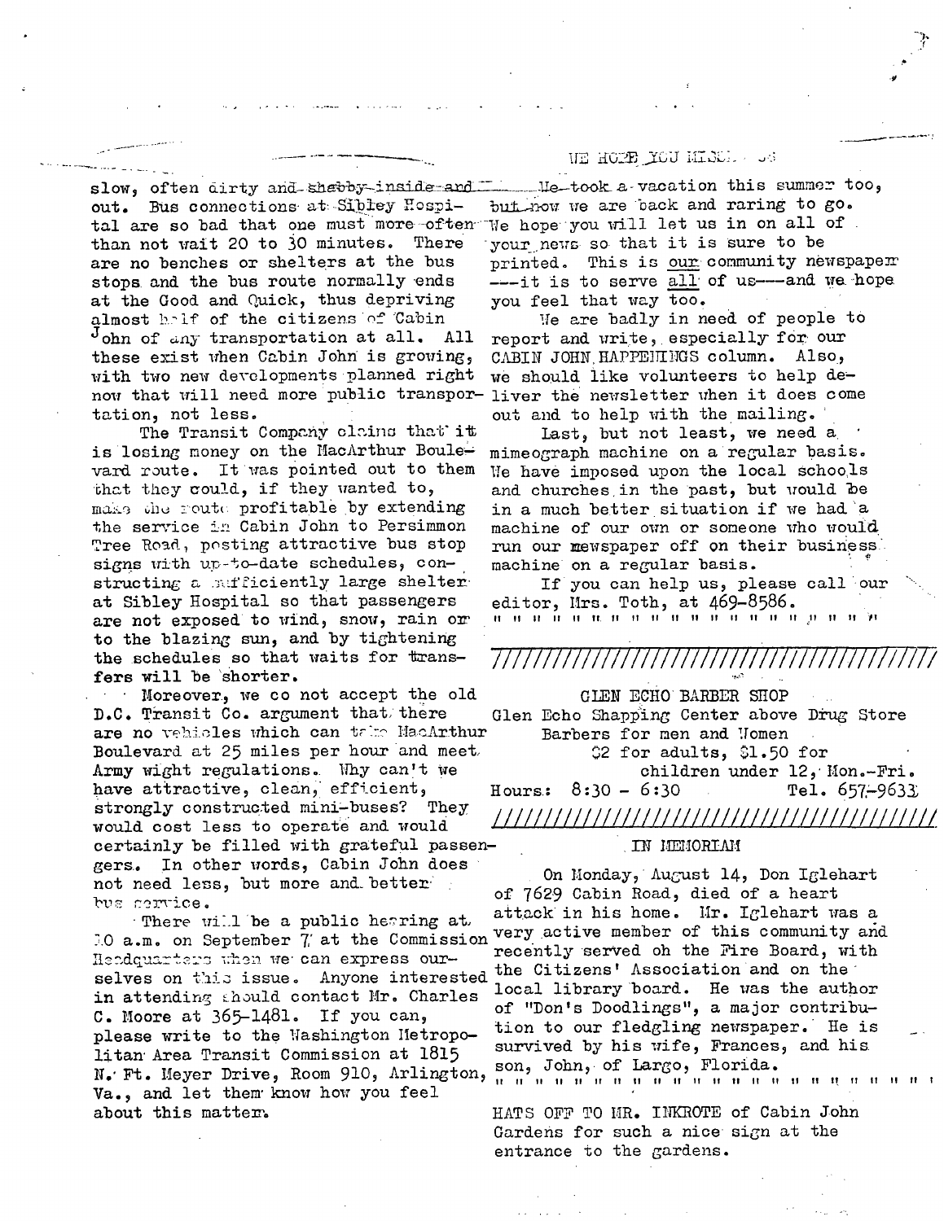slow, often dirty and shabby inside and out. Bus connections at Sibley Hospital are so bad that one must more often than not wait 20 to 30 minutes. There are no benches or shelters at the bus stops and the bus route normally ends at the Good and Quick, thus depriving almost half of the citizens of Cabin John of any transportation at all. All these exist when Cabin John is growing, with two new developments planned right now that will need more public transportation, not less.

The Transit Company claims that it is losing money on the MacArthur Boulevard route. It was pointed out to them that they could, if they wanted to, make the route profitable by extending the service in Cabin John to Persimmon Tree Road, posting attractive bus stop signs with up-to-date schedules, constructing a sufficiently large shelter at Sibley Hospital so that passengers are not exposed to wind, snow, rain or to the blazing sun, and by tightening the schedules so that waits for transfers will be shorter.

Moreover, we do not accept the old D.C. Transit Co. argument that there are no vehicles which can take MacArthur Boulevard at 25 miles per hour and meet Army wight regulations. Why can't we have attractive, clean, efficient, strongly constructed mini-buses? They would cost less to operate and would certainly be filled with grateful passengers. In other words, Cabin John does not need less, but more and better bus service.

There will be a public hearing at 10 a.m. on September 7 at the Commission Headquarters when we can express ourselves on this issue. Anyone interested in attending should contact Mr. Charles C. Moore at 365-1481. If you can, please write to the Washington Metropolitan Area Transit Commission at 1815 N. Ft. Meyer Drive, Room 910, Arlington, Va., and let them know how you feel about this matter.

## WE HOPE YOU MISSED US

We took a vacation this summer too, but now we are back and raring to go. We hope you will let us in on all of your news so that it is sure to be printed. This is our community newspaper ---it is to serve all of us---and we hope you feel that way too.

We are badly in need of people to report and write, especially for our CABIN JOHN HAPPENINGS column. Also, we should like volunteers to help deliver the newsletter when it does come out and to help with the mailing.

Last, but not least, we need a mimeograph machine on a regular basis. We have imposed upon the local schools and churches in the past, but would be in a much better situation if we had a machine of our own or someone who would run our newspaper off on their business machine on a regular basis.

If you can help us, please call our editor, Mrs. Toth, at 469-8586.

" " " " " " " " " " " " " " " " " " " "

////////////////////////////////////////////

GLEN ECHO BARBER SHOP
Glen Echo Shapping Center above Drug Store
Barbers for men and Women
$2 for adults, $1.50 for children under 12, Mon.-Fri.
Hours: 8:30 - 6:30 Tel. 657-9633

////////////////////////////////////////////

## IN MEMORIAM

On Monday, August 14, Don Iglehart of 7629 Cabin Road, died of a heart attack in his home. Mr. Iglehart was a very active member of this community and recently served on the Fire Board, with the Citizens' Association and on the local library board. He was the author of "Don's Doodlings", a major contribution to our fledgling newspaper. He is survived by his wife, Frances, and his son, John, of Largo, Florida.

" " " " " " " " " " " " " " " " " " " " " " "

HATS OFF TO MR. INKROTE of Cabin John Gardens for such a nice sign at the entrance to the gardens.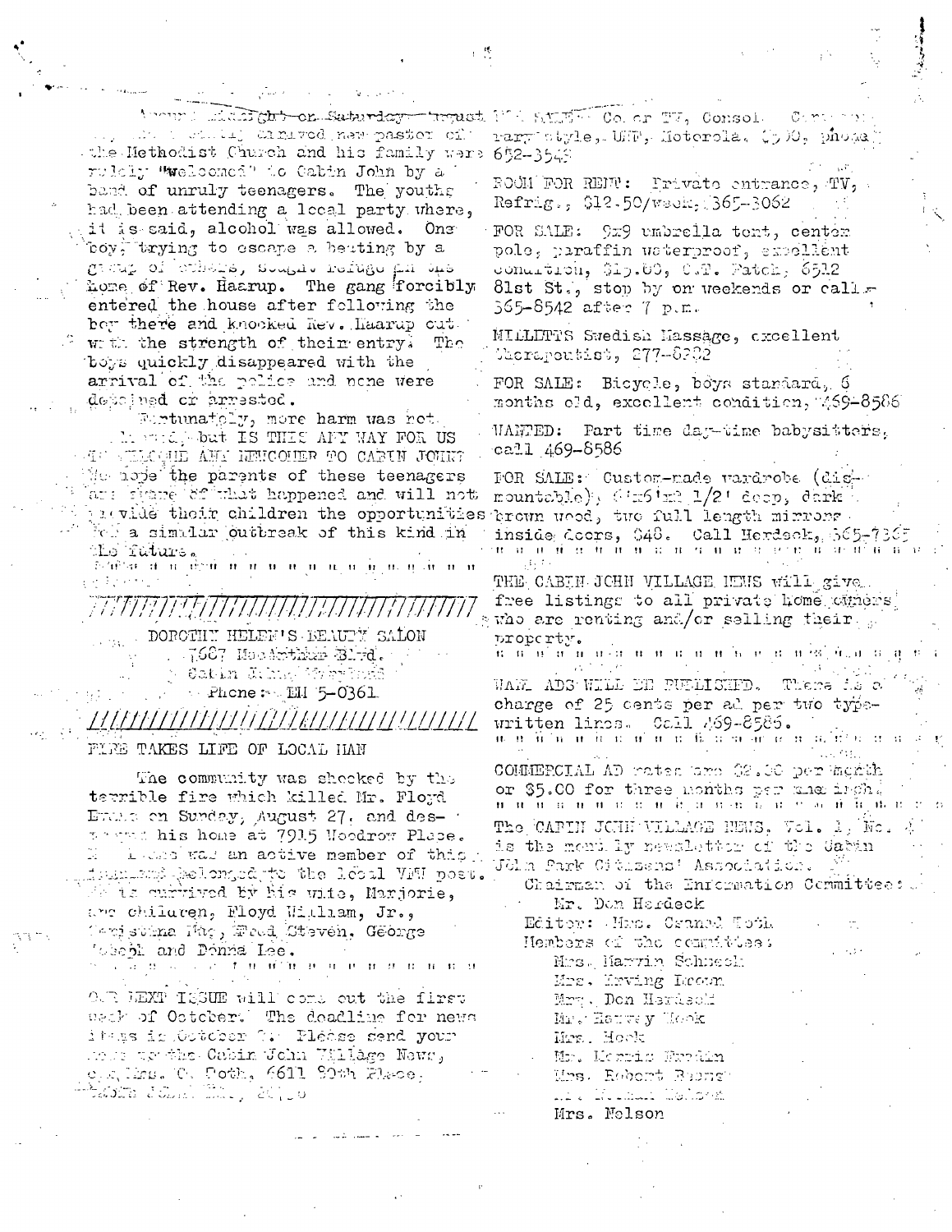Around midnight on Saturday, August ... the recently arrived new pastor of the Methodist Church and his family were rudely "welcomed" to Cabin John by a band of unruly teenagers. The youths had been attending a local party where, it is said, alcohol was allowed. One boy, trying to escape a beating by a group of others, sought refuge in the home of Rev. Haarup. The gang forcibly entered the house after following the boy there and knocked Rev. Haarup out with the strength of their entry. The boys quickly disappeared with the arrival of the police and none were detained or arrested.

Fortunately, more harm was not ... but IS THIS ANY WAY FOR US TO WELCOME ANY NEWCOMER TO CABIN JOHN? We hope the parents of these teenagers are aware of what happened and will not provide their children the opportunities for a similar outbreak of this kind in the future.

" " " " " " " " " " " " " " " " " "

---

DOROTHY HELEN'S BEAUTY SALON
7687 MacArthur Blvd.
Cabin John, Maryland
Phone: EM 5-0361

---

## FIRE TAKES LIFE OF LOCAL MAN

The community was shocked by the terrible fire which killed Mr. Floyd Evans on Sunday, August 27, and destroyed his home at 7915 Woodrow Place. Mr. Evans was an active member of this community and belonged to the local VFW post. He is survived by his wife, Marjorie, and children, Floyd William, Jr., Christina Mae, Fred Steven, George Joseph and Donna Lee.

" " " " " " " " " " " " " " " "

OUR NEXT ISSUE will come out the first week of October. The deadline for news items is October ... Please send your news to the Cabin John Village News, c/o Mrs. O. Toth, 6611 80th Place, Cabin John, Md., 20... 

FOR SALE: Color TV, Console, Contemporary style, UHF, Motorola, $.00, phone 652-3549

ROOM FOR RENT: Private entrance, TV, Refrig., $12.50/week, 365-3062

FOR SALE: 9x9 umbrella tent, center pole, paraffin waterproof, excellent condition, $15.00, C.T. Patch, 6512 81st St., stop by on weekends or call 365-8542 after 7 p.m.

MILLETTS Swedish Massage, excellent therapeutist, 277-8282

FOR SALE: Bicycle, boys standard, 6 months old, excellent condition, 469-8586

WANTED: Part time day-time babysitters, call 469-8586

FOR SALE: Custom-made wardrobe (dismountable), 6'x6'x2 1/2' deep, dark brown wood, two full length mirrors inside doors, $48. Call Herdeck, 365-7365

" " " " " " " " " " " " " " " " " " " " " "

THE CABIN JOHN VILLAGE NEWS will give free listings to all private home owners who are renting and/or selling their property.

" " " " " " " " " " " " " " " " " " " " " "

WANT ADS WILL BE PUBLISHED. There is a charge of 25 cents per ad per two typewritten lines. Call 469-8586.

" " " " " " " " " " " " " " " " " " " " " "

COMMERCIAL AD rates are $2.00 per month or $5.00 for three months per one inch.

" " " " " " " " " " " " " " " " " " " " " "

The CABIN JOHN VILLAGE NEWS, Vol. 1, No. 4 is the monthly newsletter of the Cabin John Park Citizens' Association.

Chairman of the Information Committee:
Mr. Don Herdeck

Editor: Mrs. Oswald Toth

Members of the committee:
- Mrs. Marvin Schnack
- Mrs. Irving Brown
- Mrs. Don Herdeck
- Mr. Harvey Hook
- Mrs. Hook
- Mr. Morris Fradin
- Mrs. Robert Burns
- Mr. ... Nelson
- Mrs. Nelson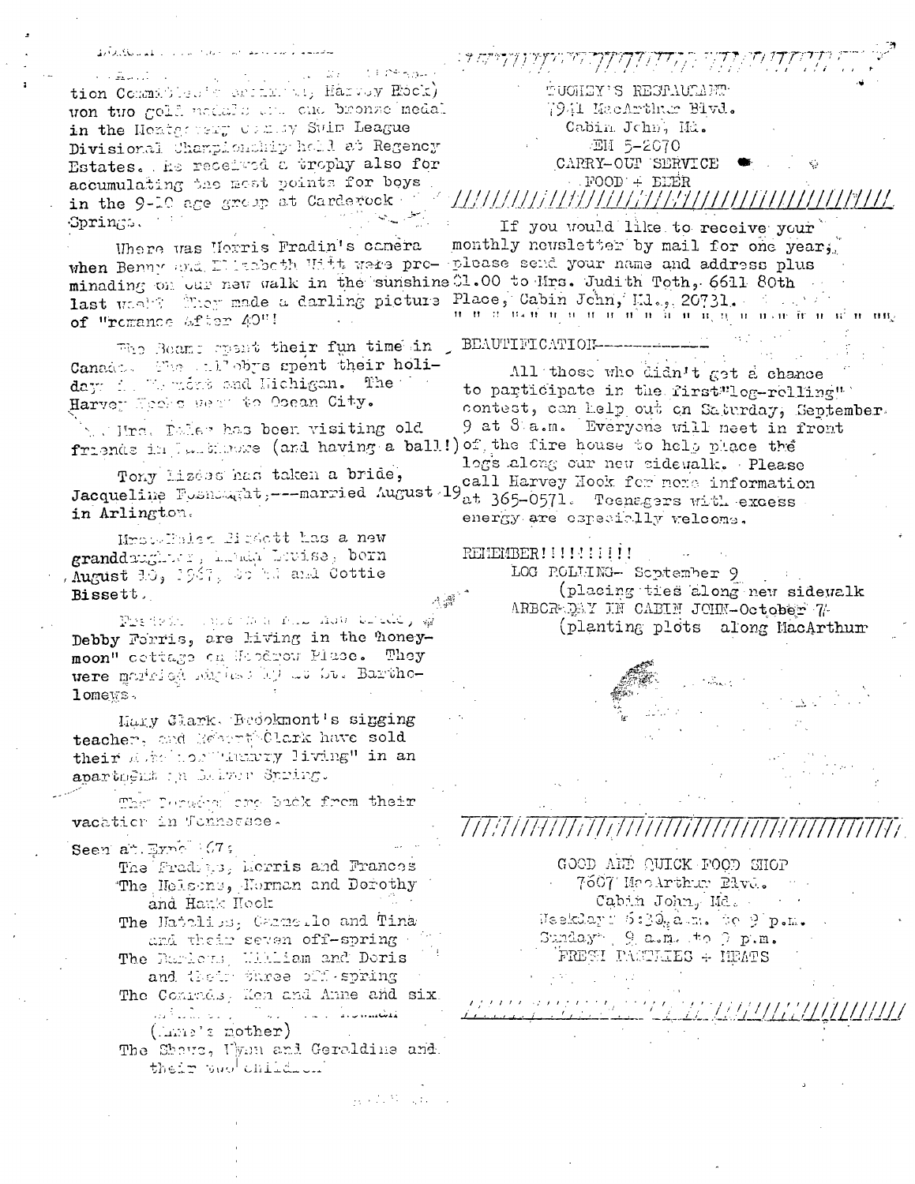...tion Committee's chairman, Harvey Hock) won two gold medals and one bronze medal in the Montgomery County Swim League Divisional Championship held at Regency Estates. He received a trophy also for accumulating the most points for boys in the 9-10 age group at Carderock Springs.

Where was Morris Fradin's camera when Benny and Elizabeth Hitt were promenading on our new walk in the sunshine last week? They made a darling picture of "romance after 40"!

The Beams spent their fun time in Canada. The ...obys spent their holiday in Vermont and Michigan. The Harvey Hocks went to Ocean City.

Mrs. Daley has been visiting old friends in Baltimore (and having a ball!)

Tony Lizdas has taken a bride, Jacqueline Fosnaught,---married August 19 in Arlington.

Mrs. Haley Bissett has a new granddaughter, ... Louise, born August 15, 1967, to ... and Cottie Bissett.

... and his new bride, Debby Forris, are living in the "honeymoon" cottage on Woodrow Place. They were married August ... at St. Bartholomews.

Mary Clark, Brookmont's singing teacher, and Robert Clark have sold their ... for "luxury living" in an apartment in Silver Spring.

The ... are back from their vacation in Tennessee.

Seen at Expo '67:

- The Fradins, Morris and Frances
- The Nelsons, Norman and Dorothy and Hank Hock
- The Natolis, Carmelo and Tina and their seven off-spring
- The Durkins, William and Doris and their three off-spring
- The Conrads, Ken and Anne and six ... Newman (Anne's mother)
- The Shaws, Wynn and Geraldine and their two children

---

TUOHEY'S RESTAURANT
7941 MacArthur Blvd.
Cabin John, Md.
EM 5-2070
CARRY-OUT SERVICE
FOOD + BEER

---

If you would like to receive your monthly newsletter by mail for one year, please send your name and address plus $1.00 to Mrs. Judith Toth, 6611 80th Place, Cabin John, Md., 20731.

## BEAUTIFICATION------------

All those who didn't get a chance to participate in the first "log-rolling" contest, can help out on Saturday, September 9 at 8 a.m. Everyone will meet in front of the fire house to help place the logs along our new sidewalk. Please call Harvey Hock for more information at 365-0571. Teenagers with excess energy are especially welcome.

REMEMBER!!!!!!!!!

LOG ROLLING-- September 9
(placing ties along new sidewalk

ARBOR DAY IN CABIN JOHN-October 7
(planting plots along MacArthur

---

GOOD AND QUICK FOOD SHOP
7607 MacArthur Blvd.
Cabin John, Md.
Weekdays 6:30 a.m. to 9 p.m.
Sunday 9 a.m. to 9 p.m.
FRESH PASTRIES + MEATS